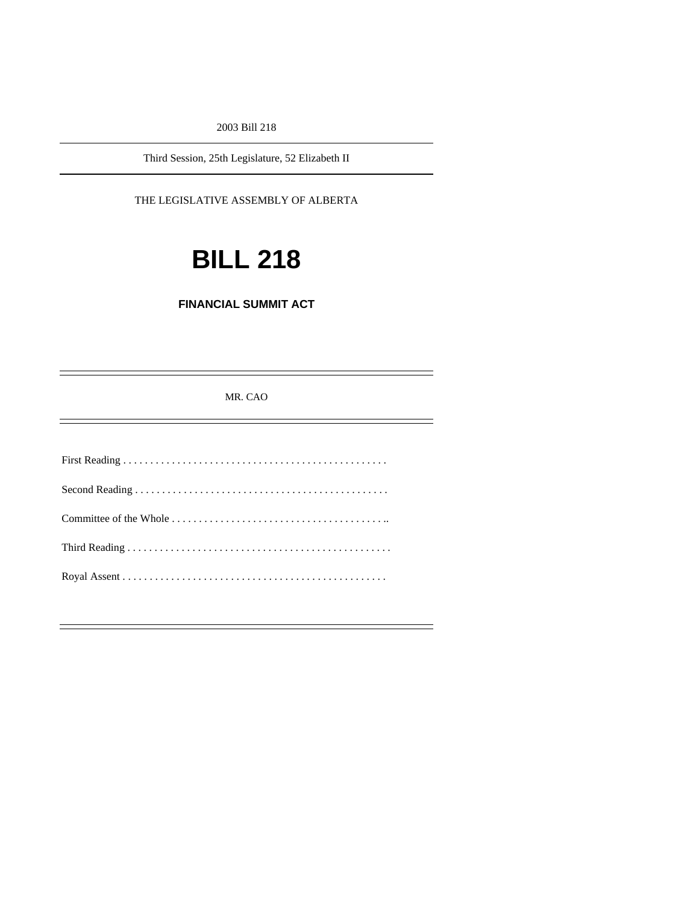2003 Bill 218

---

Third Session, 25th Legislature, 52 Elizabeth II

---

THE LEGISLATIVE ASSEMBLY OF ALBERTA

# BILL 218

## FINANCIAL SUMMIT ACT

---

MR. CAO

---

First Reading . . . . . . . . . . . . . . . . . . . . . . . . . . . . . . . . . . . . . . . . . . . . . . . . .

Second Reading . . . . . . . . . . . . . . . . . . . . . . . . . . . . . . . . . . . . . . . . . . . . . . .

Committee of the Whole . . . . . . . . . . . . . . . . . . . . . . . . . . . . . . . . . . . . . . . ..

Third Reading . . . . . . . . . . . . . . . . . . . . . . . . . . . . . . . . . . . . . . . . . . . . . . . . .

Royal Assent . . . . . . . . . . . . . . . . . . . . . . . . . . . . . . . . . . . . . . . . . . . . . . . . .

---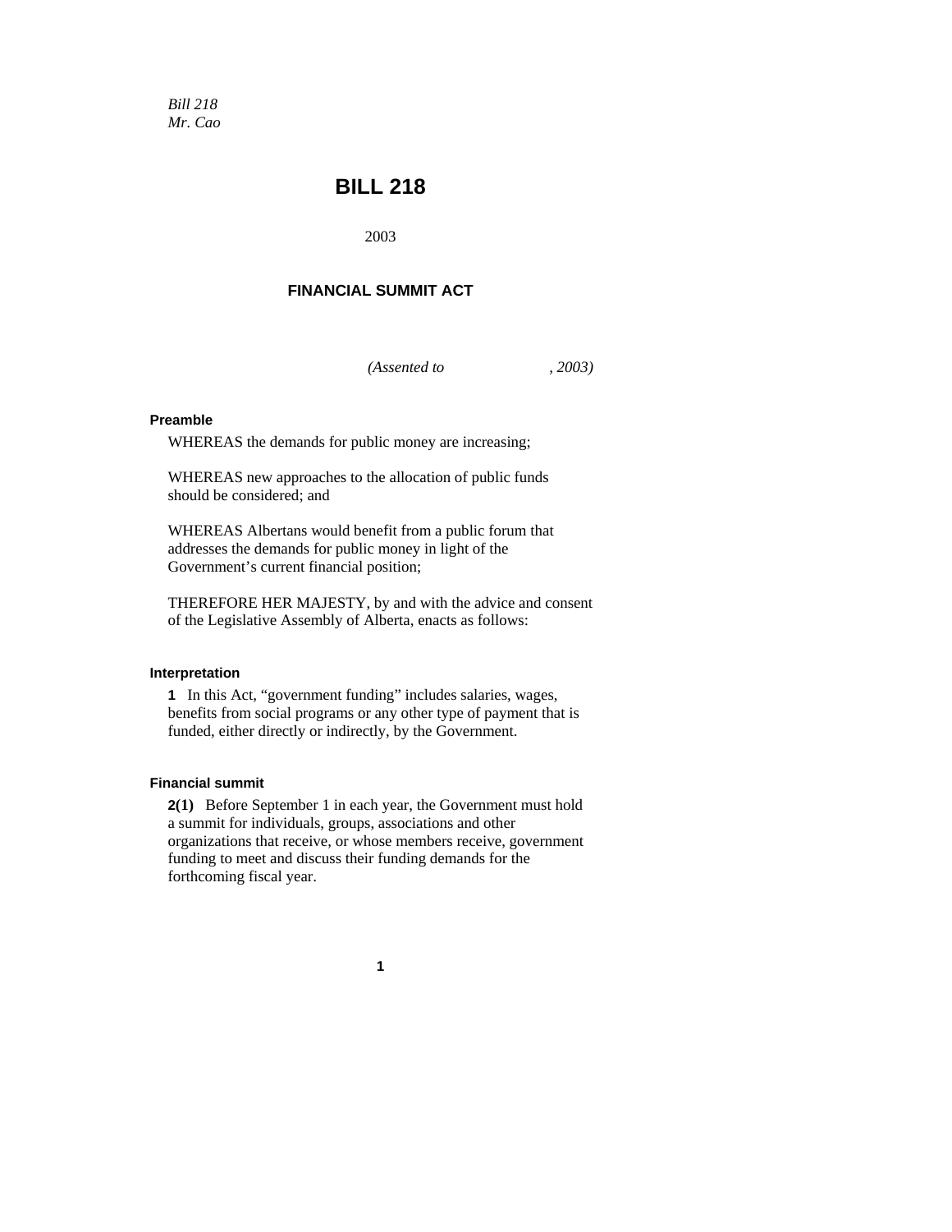*Bill 218*
*Mr. Cao*

# BILL 218

2003

## FINANCIAL SUMMIT ACT

*(Assented to , 2003)*

**Preamble**

WHEREAS the demands for public money are increasing;

WHEREAS new approaches to the allocation of public funds should be considered; and

WHEREAS Albertans would benefit from a public forum that addresses the demands for public money in light of the Government's current financial position;

THEREFORE HER MAJESTY, by and with the advice and consent of the Legislative Assembly of Alberta, enacts as follows:

**Interpretation**

**1** In this Act, "government funding" includes salaries, wages, benefits from social programs or any other type of payment that is funded, either directly or indirectly, by the Government.

**Financial summit**

**2(1)** Before September 1 in each year, the Government must hold a summit for individuals, groups, associations and other organizations that receive, or whose members receive, government funding to meet and discuss their funding demands for the forthcoming fiscal year.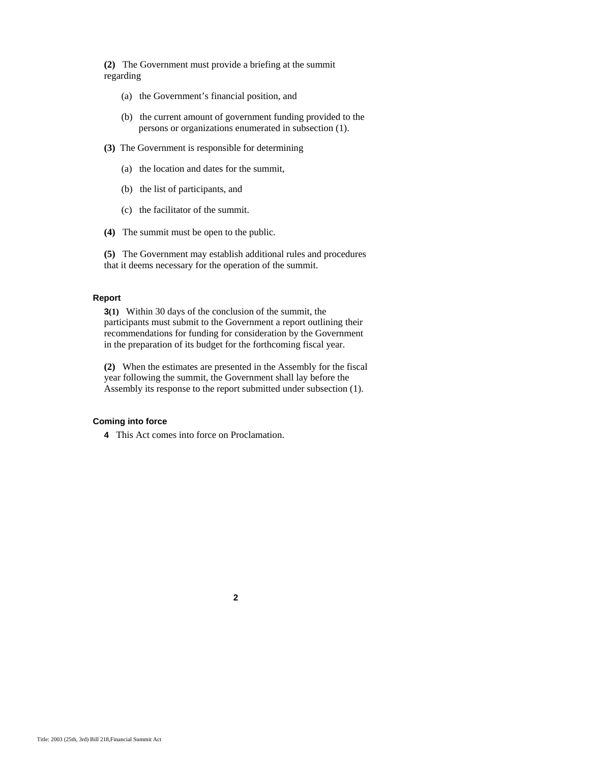**(2)** The Government must provide a briefing at the summit regarding

(a) the Government's financial position, and

(b) the current amount of government funding provided to the persons or organizations enumerated in subsection (1).

**(3)** The Government is responsible for determining

(a) the location and dates for the summit,

(b) the list of participants, and

(c) the facilitator of the summit.

**(4)** The summit must be open to the public.

**(5)** The Government may establish additional rules and procedures that it deems necessary for the operation of the summit.

### Report

**3(1)** Within 30 days of the conclusion of the summit, the participants must submit to the Government a report outlining their recommendations for funding for consideration by the Government in the preparation of its budget for the forthcoming fiscal year.

**(2)** When the estimates are presented in the Assembly for the fiscal year following the summit, the Government shall lay before the Assembly its response to the report submitted under subsection (1).

### Coming into force

**4** This Act comes into force on Proclamation.